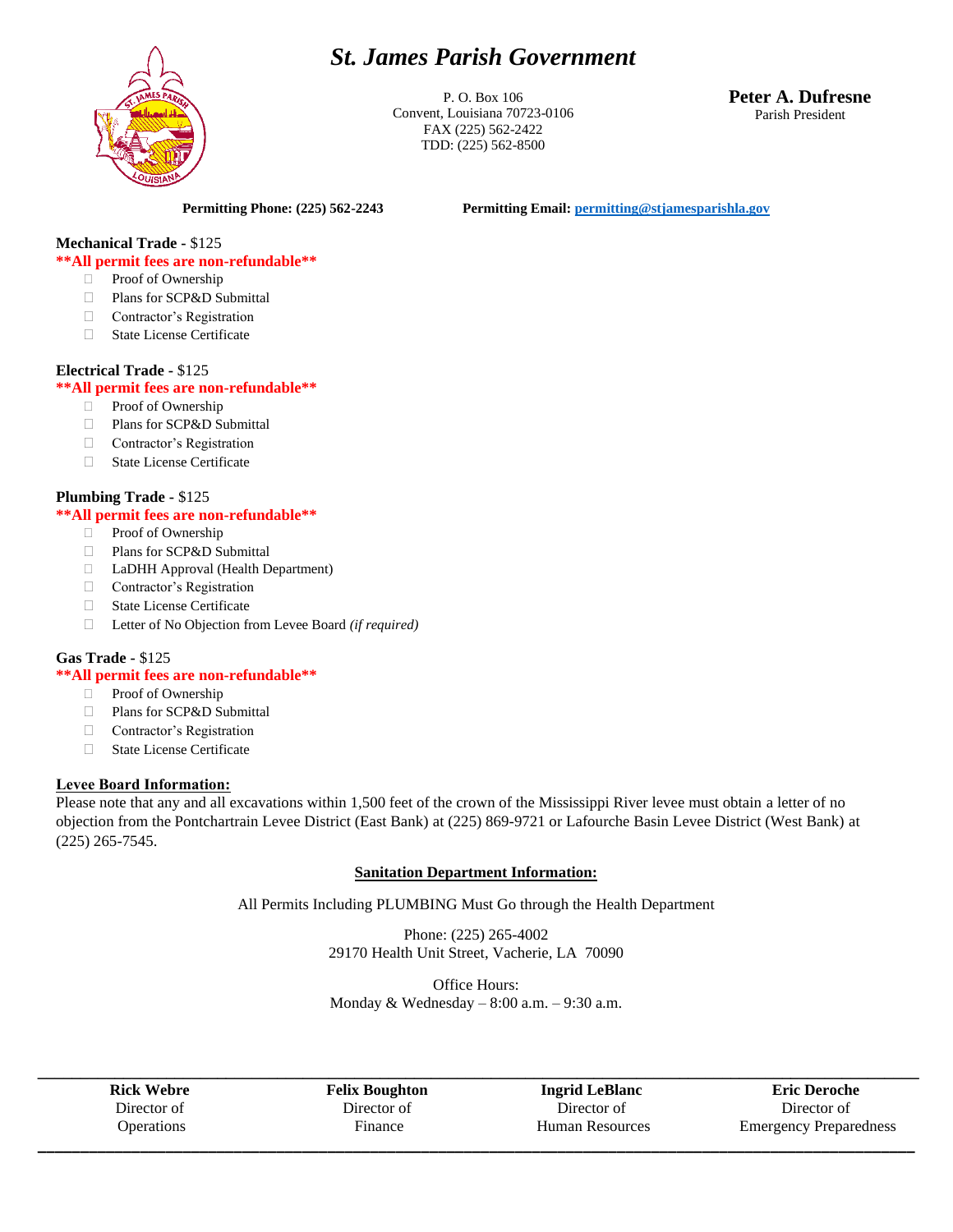# St. James Parish Government

P. O. Box 106
Convent, Louisiana 70723-0106
FAX (225) 562-2422
TDD: (225) 562-8500

**Peter A. Dufresne**
Parish President

**Permitting Phone: (225) 562-2243** **Permitting Email: permitting@stjamesparishla.gov**

**Mechanical Trade** - $125
**\*\*All permit fees are non-refundable\*\***

- ☐ Proof of Ownership
- ☐ Plans for SCP&D Submittal
- ☐ Contractor's Registration
- ☐ State License Certificate

**Electrical Trade** - $125
**\*\*All permit fees are non-refundable\*\***

- ☐ Proof of Ownership
- ☐ Plans for SCP&D Submittal
- ☐ Contractor's Registration
- ☐ State License Certificate

**Plumbing Trade** - $125
**\*\*All permit fees are non-refundable\*\***

- ☐ Proof of Ownership
- ☐ Plans for SCP&D Submittal
- ☐ LaDHH Approval (Health Department)
- ☐ Contractor's Registration
- ☐ State License Certificate
- ☐ Letter of No Objection from Levee Board *(if required)*

**Gas Trade** - $125
**\*\*All permit fees are non-refundable\*\***

- ☐ Proof of Ownership
- ☐ Plans for SCP&D Submittal
- ☐ Contractor's Registration
- ☐ State License Certificate

**Levee Board Information:**

Please note that any and all excavations within 1,500 feet of the crown of the Mississippi River levee must obtain a letter of no objection from the Pontchartrain Levee District (East Bank) at (225) 869-9721 or Lafourche Basin Levee District (West Bank) at (225) 265-7545.

**Sanitation Department Information:**

All Permits Including PLUMBING Must Go through the Health Department

Phone: (225) 265-4002
29170 Health Unit Street, Vacherie, LA 70090

Office Hours:
Monday & Wednesday – 8:00 a.m. – 9:30 a.m.

| **Rick Webre** | **Felix Boughton** | **Ingrid LeBlanc** | **Eric Deroche** |
|---|---|---|---|
| Director of Operations | Director of Finance | Director of Human Resources | Director of Emergency Preparedness |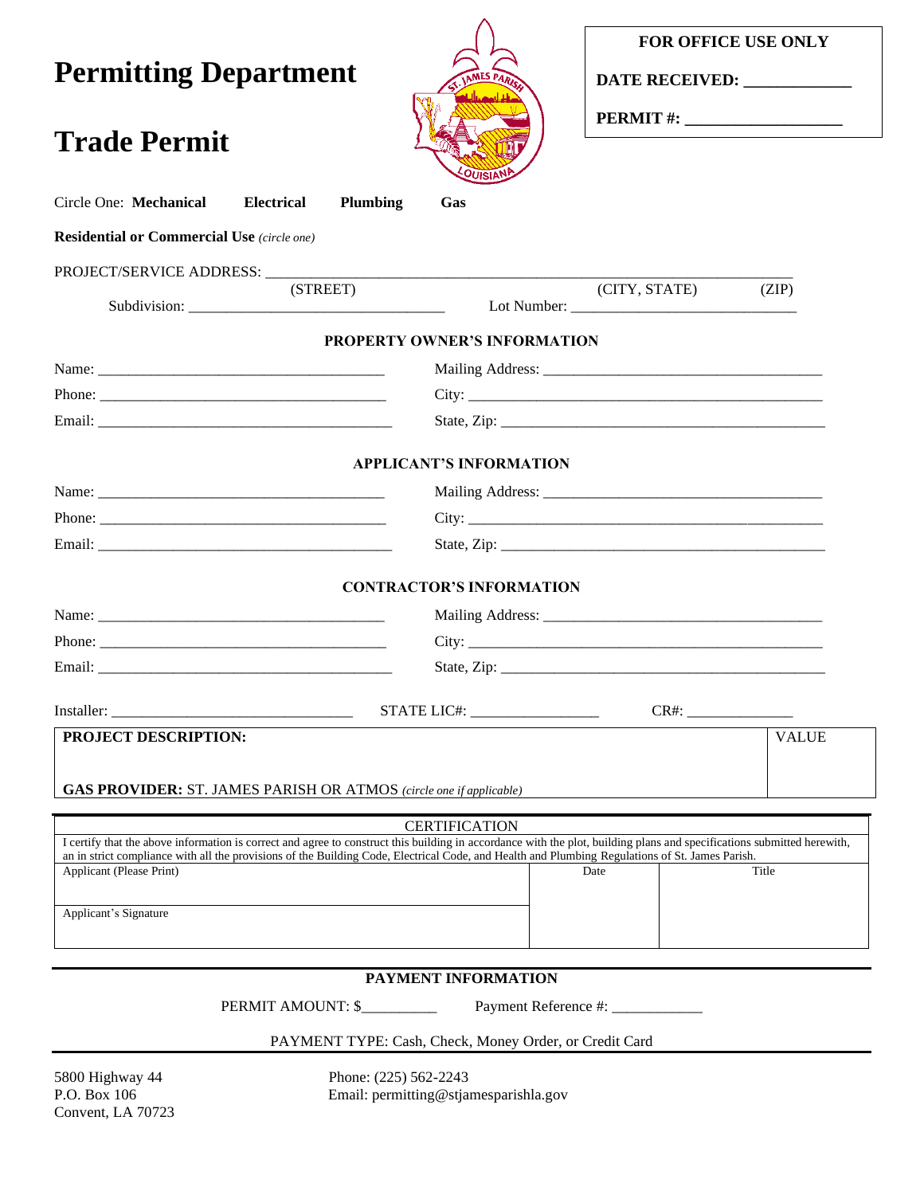# Permitting Department

# Trade Permit

| FOR OFFICE USE ONLY |
|---|
| **DATE RECEIVED:** ____________ |
| **PERMIT #:** __________________ |

Circle One: **Mechanical** **Electrical** **Plumbing** **Gas**

**Residential or Commercial Use** *(circle one)*

PROJECT/SERVICE ADDRESS: ______________________________________________
(STREET) (CITY, STATE) (ZIP)

Subdivision: ______________________ Lot Number: ______________________

**PROPERTY OWNER'S INFORMATION**

Name: ______________________ Mailing Address: ______________________

Phone: ______________________ City: ______________________

Email: ______________________ State, Zip: ______________________

**APPLICANT'S INFORMATION**

Name: ______________________ Mailing Address: ______________________

Phone: ______________________ City: ______________________

Email: ______________________ State, Zip: ______________________

**CONTRACTOR'S INFORMATION**

Name: ______________________ Mailing Address: ______________________

Phone: ______________________ City: ______________________

Email: ______________________ State, Zip: ______________________

Installer: ______________________ STATE LIC#: ______________ CR#: ____________

| PROJECT DESCRIPTION: | VALUE |
|---|---|
| **GAS PROVIDER:** ST. JAMES PARISH OR ATMOS *(circle one if applicable)* | |

**CERTIFICATION**

I certify that the above information is correct and agree to construct this building in accordance with the plot, building plans and specifications submitted herewith, an in strict compliance with all the provisions of the Building Code, Electrical Code, and Health and Plumbing Regulations of St. James Parish.

| Applicant (Please Print) | Date | Title |
|---|---|---|
| Applicant's Signature | | |

**PAYMENT INFORMATION**

PERMIT AMOUNT: $__________ Payment Reference #: ____________

PAYMENT TYPE: Cash, Check, Money Order, or Credit Card

5800 Highway 44
P.O. Box 106
Convent, LA 70723

Phone: (225) 562-2243
Email: permitting@stjamesparishla.gov